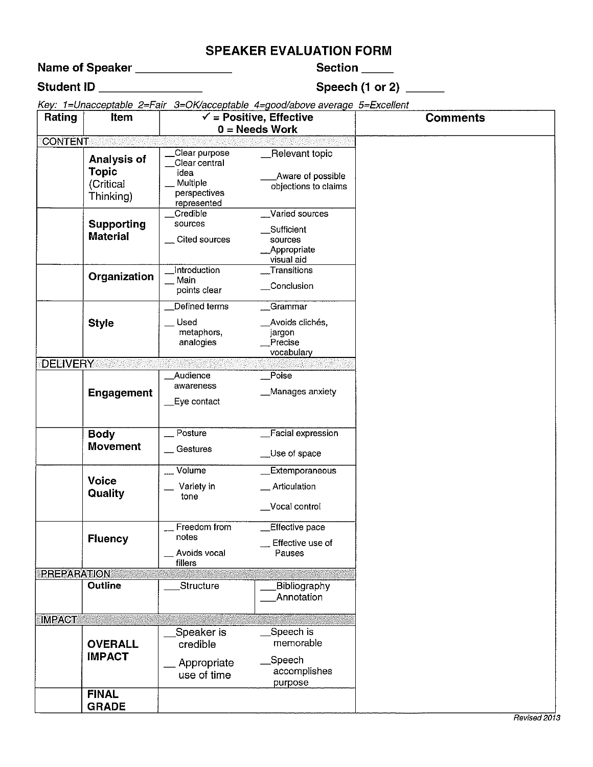# SPEAKER EVALUATION FORM

**Name of Speaker** ______________ **Section** _____

**Student ID** _______________ **Speech (1 or 2)** ______

*Key: 1=Unacceptable 2=Fair 3=OK/acceptable 4=good/above average 5=Excellent*

| Rating | Item | ✓ = Positive, Effective 0 = Needs Work | | Comments |
|---|---|---|---|---|
| CONTENT | | | | |
| | **Analysis of Topic** (Critical Thinking) | __Clear purpose<br>__Clear central idea<br>__ Multiple perspectives represented | __Relevant topic<br>___Aware of possible objections to claims | |
| | **Supporting Material** | __Credible sources<br>__ Cited sources | __Varied sources<br>__Sufficient sources<br>__Appropriate visual aid | |
| | **Organization** | __Introduction<br>__ Main points clear | __Transitions<br>__Conclusion | |
| | **Style** | __Defined terms<br>__ Used metaphors, analogies | __Grammar<br>__Avoids clichés, jargon<br>__Precise vocabulary | |
| DELIVERY | | | | |
| | **Engagement** | __Audience awareness<br>__Eye contact | __Poise<br>__Manages anxiety | |
| | **Body Movement** | __ Posture<br>__ Gestures | __Facial expression<br>__Use of space | |
| | **Voice Quality** | __ Volume<br>__ Variety in tone | __Extemporaneous<br>__ Articulation<br>__Vocal control | |
| | **Fluency** | __ Freedom from notes<br>__ Avoids vocal fillers | __Effective pace<br>__ Effective use of Pauses | |
| PREPARATION | | | | |
| | **Outline** | ___Structure | ___Bibliography<br>___Annotation | |
| IMPACT | | | | |
| | **OVERALL IMPACT** | __Speaker is credible<br>__ Appropriate use of time | __Speech is memorable<br>__Speech accomplishes purpose | |
| | **FINAL GRADE** | | | |

*Revised 2013*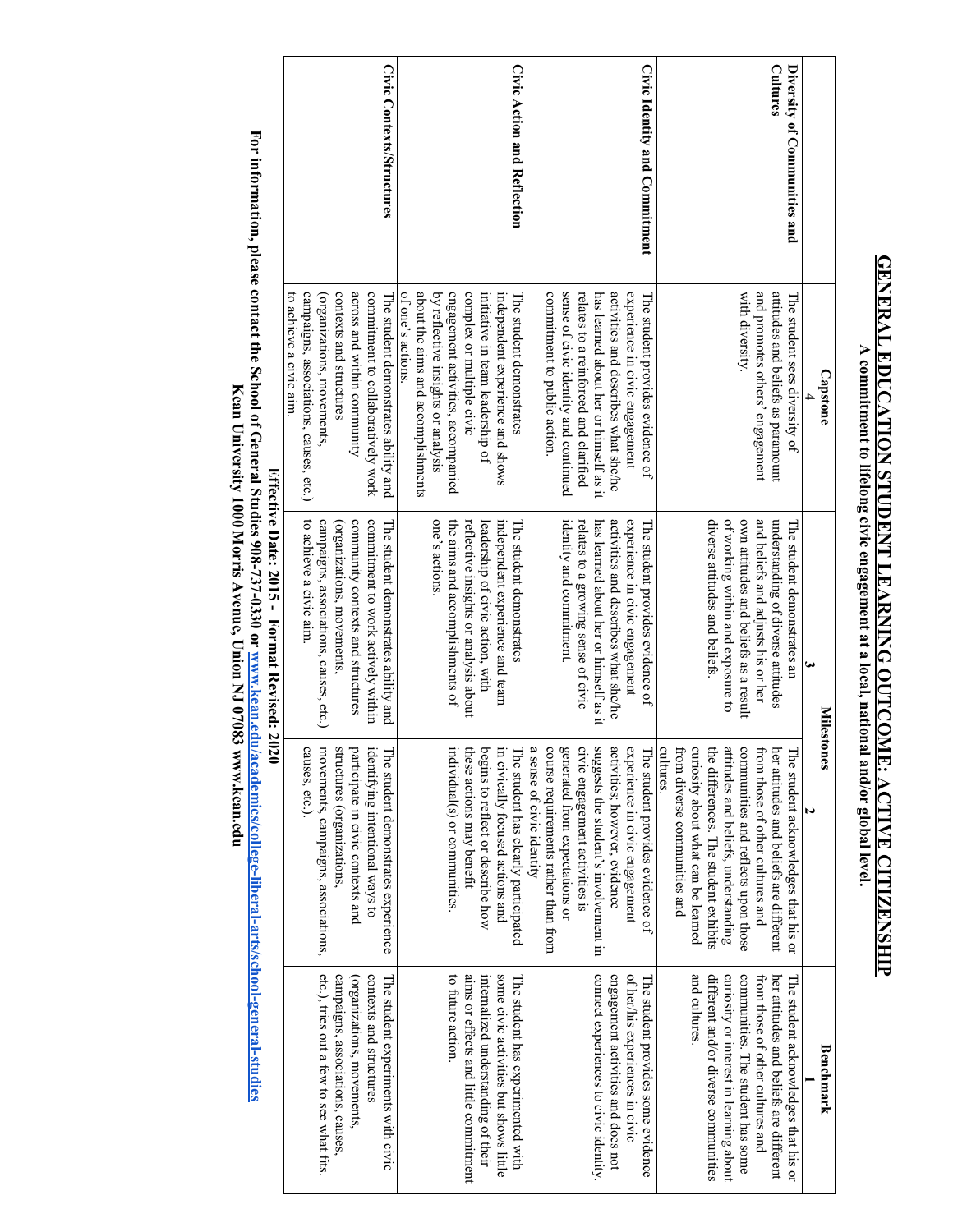# GENERAL EDUCATION STUDENT LEARNING OUTCOME: ACTIVE CITIZENSHIP

**A commitment to lifelong civic engagement at a local, national and/or global level.**

| | Capstone 4 | Milestones 3 | 2 | Benchmark 1 |
|---|---|---|---|---|
| **Diversity of Communities and Cultures** | The student sees diversity of attitudes and beliefs as paramount and promotes others' engagement with diversity. | The student demonstrates an understanding of diverse attitudes and beliefs and adjusts his or her own attitudes and beliefs as a result of working within and exposure to diverse attitudes and beliefs. | The student acknowledges that his or her attitudes and beliefs are different from those of other cultures and communities and reflects upon those attitudes and beliefs, understanding the differences. The student exhibits curiosity about what can be learned from diverse communities and cultures. | The student acknowledges that his or her attitudes and beliefs are different from those of other cultures and communities. The student has some curiosity or interest in learning about different and/or diverse communities and cultures. |
| **Civic Identity and Commitment** | The student provides evidence of experience in civic engagement activities and describes what she/he has learned about her or himself as it relates to a reinforced and clarified sense of civic identity and continued commitment to public action. | The student provides evidence of experience in civic engagement activities and describes what she/he has learned about her or himself as it relates to a growing sense of civic identity and commitment. | The student provides evidence of experience in civic engagement activities; however, evidence suggests the student's involvement in civic engagement activities is generated from expectations or course requirements rather than from a sense of civic identity | The student provides some evidence of her/his experiences in civic engagement activities and does not connect experiences to civic identity. |
| **Civic Action and Reflection** | The student demonstrates independent experience and shows initiative in team leadership of complex or multiple civic engagement activities, accompanied by reflective insights or analysis about the aims and accomplishments of one's actions. | The student demonstrates independent experience and team leadership of civic action, with reflective insights or analysis about the aims and accomplishments of one's actions. | The student has clearly participated in civically focused actions and begins to reflect or describe how these actions may benefit individual(s) or communities. | The student has experimented with some civic activities but shows little internalized understanding of their aims or effects and little commitment to future action. |
| **Civic Contexts/Structures** | The student demonstrates ability and commitment to collaboratively work across and within community contexts and structures (organizations, movements, campaigns, associations, causes, etc.) to achieve a civic aim. | The student demonstrates ability and commitment to work actively within community contexts and structures (organizations, movements, campaigns, associations, causes, etc.) to achieve a civic aim. | The student demonstrates experience identifying intentional ways to participate in civic contexts and structures (organizations, movements, campaigns, associations, causes, etc.). | The student experiments with civic contexts and structures (organizations, movements, campaigns, associations, causes, etc.), tries out a few to see what fits. |

**Effective Date: 2015 - Format Revised: 2020**

**For information, please contact the School of General Studies 908-737-0330 or www.kean.edu/academics/college-liberal-arts/school-general-studies**

**Kean University 1000 Morris Avenue, Union NJ 07083 www.kean.edu**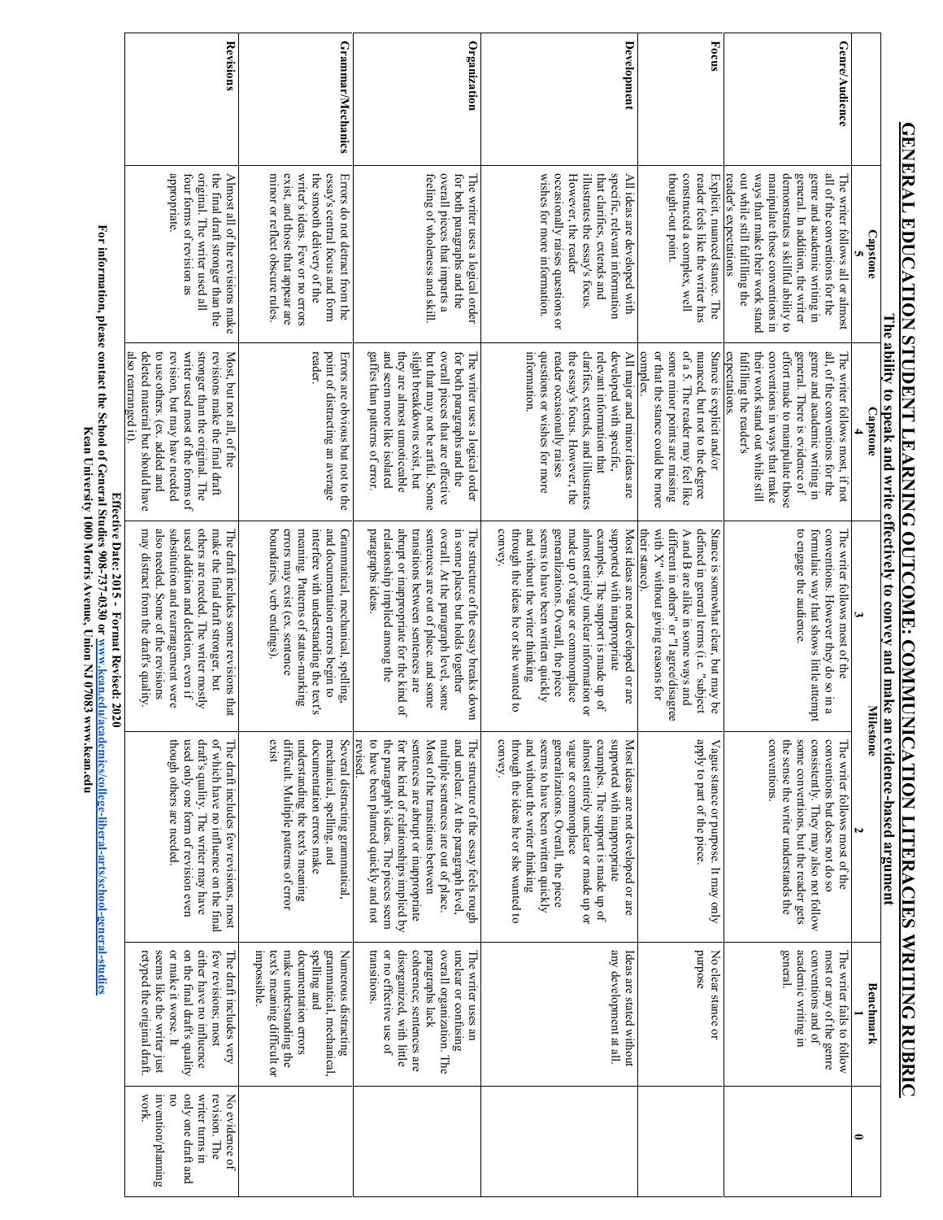# GENERAL EDUCATION STUDENT LEARNING OUTCOME: COMMUNICATION LITERACIES WRITING RUBRIC

**The ability to speak and write effectively to convey and make an evidence-based argument**

| | Capstone 5 | Capstone 4 | Milestone 3 | Milestone 2 | Benchmark 1 | 0 |
|---|---|---|---|---|---|---|
| **Genre/Audience** | The writer follows all or almost all of the conventions for the genre and academic writing in general. In addition, the writer demonstrates a skillful ability to manipulate those conventions in ways that make their work stand out while still fulfilling the reader's expectations | The writer follows most, if not all, of the conventions for the genre and academic writing in general. There is evidence of effort made to manipulate those conventions in ways that make their work stand out while still fulfilling the reader's expectations. | The writer follows most of the conventions. However they do so in a formulaic way that shows little attempt to engage the audience. | The writer follows most of the conventions but does not do so consistently. They may also not follow some conventions, but the reader gets the sense the writer understands the conventions. | The writer fails to follow most or any of the genre conventions and of academic writing in general. | |
| **Focus** | Explicit, nuanced stance. The reader feels like the writer has constructed a complex, well thought-out point. | Stance is explicit and/or nuanced, but not to the degree of a 5. The reader may feel like some minor points are missing or that the stance could be more complex. | Stance is somewhat clear, but may be defined in general terms (i.e. "subject A and B are alike in some ways and different in others" or "I agree/disagree with X" without giving reasons for their stance). | Vague stance or purpose. It may only apply to part of the piece. | No clear stance or purpose | |
| **Development** | All ideas are developed with specific, relevant information that clarifies, extends and illustrates the essay's focus. However, the reader occasionally raises questions or wishes for more information. | All major and minor ideas are developed with specific, relevant information that clarifies, extends, and illustrates the essay's focus. However, the reader occasionally raises questions or wishes for more information. | Most ideas are not developed or are supported with inappropriate examples. The support is made up of almost entirely unclear information or made up of vague or commonplace generalizations. Overall, the piece seems to have been written quickly and without the writer thinking through the ideas he or she wanted to convey. | Most ideas are not developed or are supported with inappropriate examples. The support is made up of almost entirely unclear information or made up of vague or commonplace generalizations. Overall, the piece seems to have been written quickly and without the writer thinking through the ideas he or she wanted to convey. | Ideas are stated without any development at all. | |
| **Organization** | The writer uses a logical order for both paragraphs and the overall pieces that imparts a feeling of wholeness and skill. | The writer uses a logical order for both paragraphs and the overall pieces that are effective but that may not be artful. Some slight breakdowns exist, but they are almost unnoticeable and seem more like isolated gaffes than patterns of error. | The structure of the essay breaks down in some places but holds together overall. At the paragraph level, some sentences are out of place, and some transitions between sentences are abrupt or inappropriate for the kind of relationship implied among the paragraphs ideas. | The structure of the essay feels rough and unclear. At the paragraph level, multiple sentences are out of place. Most of the transitions between sentences are abrupt or inappropriate for the kind of relationships implied by the paragraph's ideas. The pieces seem to have been planned quickly and not revised. | The writer uses an unclear or confusing overall organization. The paragraphs lack coherence; sentences are disorganized, with little or no effective use of transitions. | |
| **Grammar/Mechanics** | Errors do not detract from the essay's central focus and form the smooth delivery of the writer's ideas. Few or no errors exist, and those that appear are minor or reflect obscure rules. | Errors are obvious but not to the point of distracting an average reader. | Grammatical, mechanical, spelling, and documentation errors begin to interfere with understanding the text's meaning. Patterns of status-marking errors may exist (ex. sentence boundaries, verb endings). | Several distracting grammatical, mechanical, spelling, and documentation errors make understanding the text's meaning difficult. Multiple patterns of error exist | Numerous distracting grammatical, mechanical, spelling and documentation errors make understanding the text's meaning difficult or impossible. | |
| **Revisions** | Almost all of the revisions make the final draft stronger than the original. The writer used all four forms of revision as appropriate. | Most, but not all, of the revisions make the final draft stronger than the original. The writer used most of the forms of revision, but may have needed to use others. (ex. added and deleted material but should have also rearranged it). | The draft includes some revisions that make the final draft stronger, but others are needed. The writer mostly used addition and deletion, even if substitution and rearrangement were also needed. Some of the revisions may distract from the draft's quality. | The draft includes few revisions, most of which have no influence on the final draft's quality. The writer may have used only one form of revision even though others are needed. | The draft includes very few revisions; most either have no influence on the final draft's quality or make it worse. It seems like the writer just retyped the original draft. | No evidence of revision. The writer turns in only one draft and no invention/planning work. |

**Effective Date: 2015 – Format Revised: 2020**

**For information, please contact the School of General Studies 908-737-0330 or www.kean.edu/academics/college-liberal-arts/school-general-studies**

**Kean University 1000 Morris Avenue, Union NJ 07083 www.kean.edu**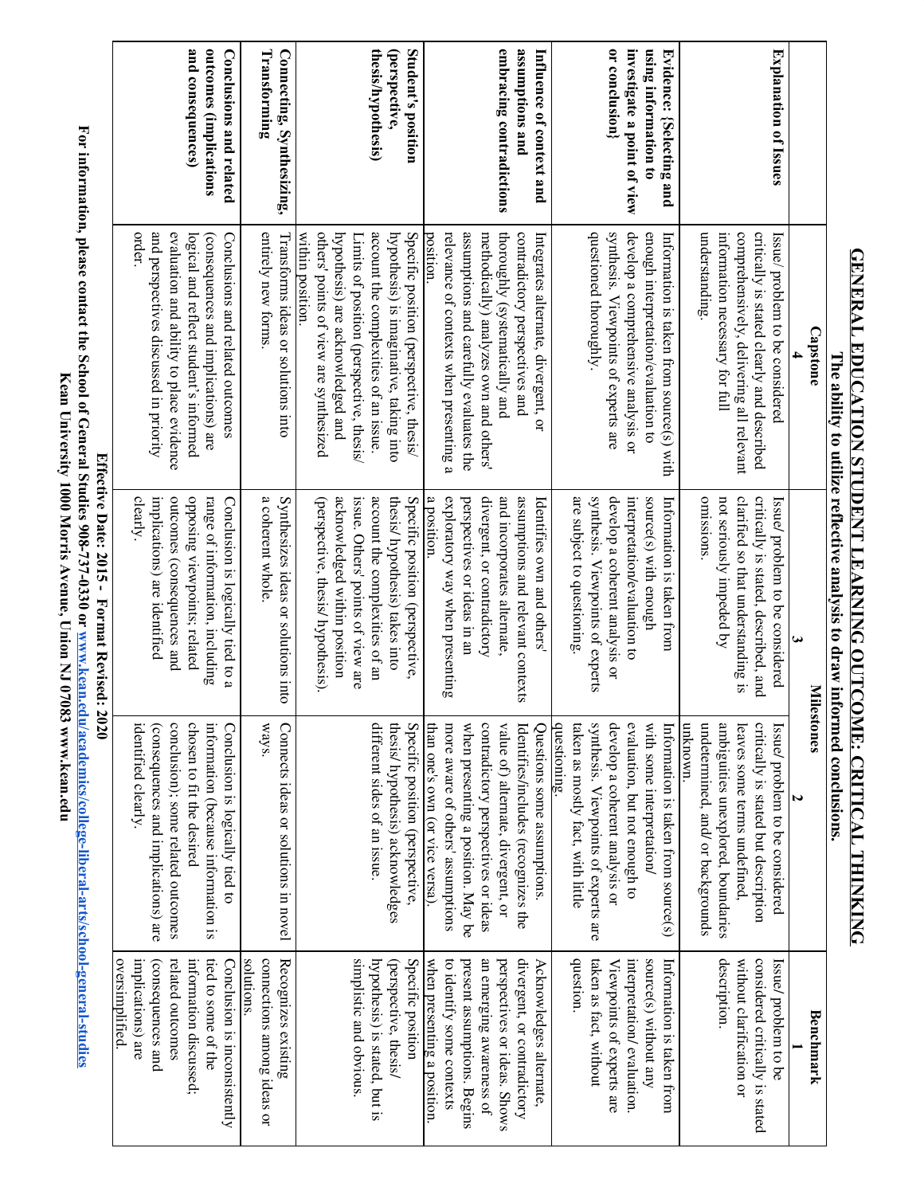# GENERAL EDUCATION STUDENT LEARNING OUTCOME: CRITICAL THINKING

**The ability to utilize reflective analysis to draw informed conclusions.**

| | Capstone 4 | Milestones 3 | Milestones 2 | Benchmark 1 |
|---|---|---|---|---|
| **Explanation of Issues** | Issue/ problem to be considered critically is stated clearly and described comprehensively, delivering all relevant information necessary for full understanding. | Issue/ problem to be considered critically is stated, described, and clarified so that understanding is not seriously impeded by omissions. | Issue/ problem to be considered critically is stated but description leaves some terms undefined, ambiguities unexplored, boundaries undetermined, and/ or backgrounds unknown. | Issue/ problem to be considered critically is stated without clarification or description. |
| **Evidence: {Selecting and using information to investigate a point of view or conclusion}** | Information is taken from source(s) with enough interpretation/evaluation to develop a comprehensive analysis or synthesis. Viewpoints of experts are questioned thoroughly. | Information is taken from source(s) with enough interpretation/evaluation to develop a coherent analysis or synthesis. Viewpoints of experts are subject to questioning. | Information is taken from source(s) with some interpretation/ evaluation, but not enough to develop a coherent analysis or synthesis. Viewpoints of experts are taken as mostly fact, with little questioning. | Information is taken from source(s) without any interpretation/ evaluation. Viewpoints of experts are taken as fact, without question. |
| **Influence of context and assumptions and embracing contradictions** | Integrates alternate, divergent, or contradictory perspectives and thoroughly (systematically and methodically) analyzes own and others' assumptions and carefully evaluates the relevance of contexts when presenting a position. | Identifies own and others' assumptions and relevant contexts and incorporates alternate, divergent, or contradictory perspectives or ideas in an exploratory way when presenting a position. | Questions some assumptions. Identifies/includes (recognizes the value of) alternate, divergent, or contradictory perspectives or ideas when presenting a position. May be more aware of others' assumptions than one's own (or vice versa). | Acknowledges alternate, divergent, or contradictory perspectives or ideas. Shows an emerging awareness of present assumptions. Begins to identify some contexts when presenting a position. |
| **Student's position (perspective, thesis/hypothesis)** | Specific position (perspective, thesis/ hypothesis) is imaginative, taking into account the complexities of an issue. Limits of position (perspective, thesis/ hypothesis) are acknowledged and others' points of view are synthesized within position. | Specific position (perspective, thesis/hypothesis) takes into account the complexities of an issue. Others' points of view are acknowledged within position (perspective, thesis/ hypothesis). | Specific position (perspective, thesis/ hypothesis) acknowledges different sides of an issue. | Specific position (perspective, thesis/ hypothesis) is stated, but is simplistic and obvious. |
| **Connecting, Synthesizing, Transforming** | Transforms ideas or solutions into entirely new forms. | Synthesizes ideas or solutions into a coherent whole. | Connects ideas or solutions in novel ways. | Recognizes existing connections among ideas or solutions. |
| **Conclusions and related outcomes (implications and consequences)** | Conclusions and related outcomes (consequences and implications) are logical and reflect student's informed evaluation and ability to place evidence and perspectives discussed in priority order. | Conclusion is logically tied to a range of information, including opposing viewpoints; related outcomes (consequences and implications) are identified clearly. | Conclusion is logically tied to information (because information is chosen to fit the desired conclusion); some related outcomes (consequences and implications) are identified clearly. | Conclusion is inconsistently tied to some of the information discussed; related outcomes (consequences and implications) are oversimplified. |

**Effective Date: 2015 - Format Revised: 2020**

**For information, please contact the School of General Studies 908-737-0330 or www.kean.edu/academics/college-liberal-arts/school-general-studies**

**Kean University 1000 Morris Avenue, Union NJ 07083 www.kean.edu**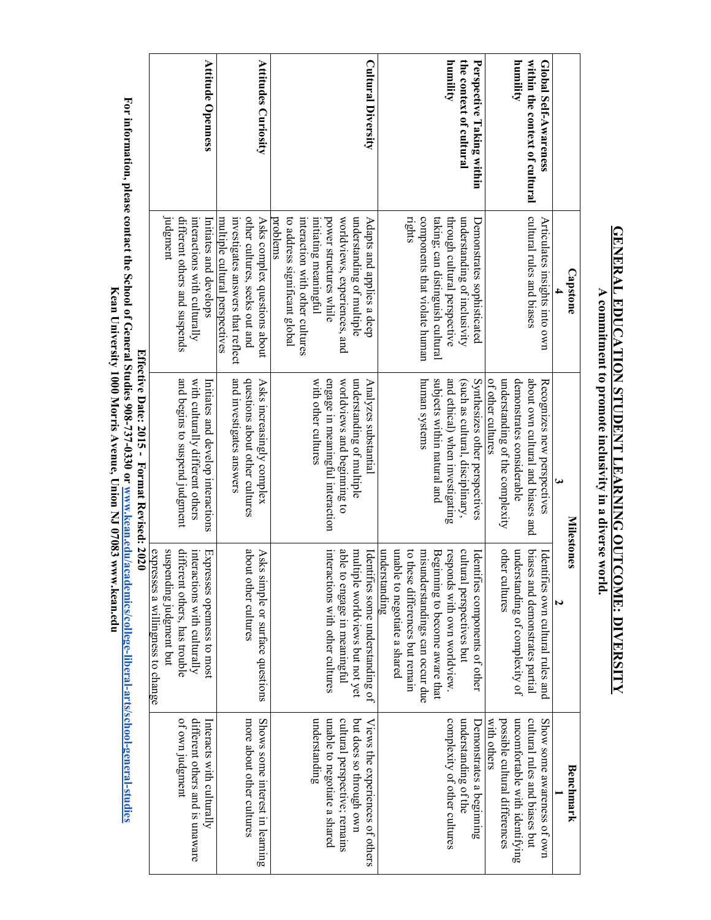# GENERAL EDUCATION STUDENT LEARNING OUTCOME: DIVERSITY

**A commitment to promote inclusivity in a diverse world.**

| | Capstone 4 | Milestones 3 | Milestones 2 | Benchmark 1 |
|---|---|---|---|---|
| **Global Self-Awareness within the context of cultural humility** | Articulates insights into own cultural rules and biases | Recognizes new perspectives about own cultural and biases and demonstrates considerable understanding of the complexity of other cultures | Identifies own cultural rules and biases and demonstrates partial understanding of complexity of other cultures | Show some awareness of own cultural rules and biases but uncomfortable with identifying possible cultural differences with others |
| **Perspective Taking within the context of cultural humility** | Demonstrates sophisticated understanding of inclusivity through cultural perspective taking; can distinguish cultural components that violate human rights | Synthesizes other perspectives (such as cultural, disciplinary, and ethical) when investigating subjects within natural and human systems | Identifies components of other cultural perspectives but responds with own worldview. Beginning to become aware that misunderstandings can occur due to these differences but remain unable to negotiate a shared understanding | Demonstrates a beginning understanding of the complexity of other cultures |
| **Cultural Diversity** | Adapts and applies a deep understanding of multiple worldviews, experiences, and power structures while initiating meaningful interaction with other cultures to address significant global problems | Analyzes substantial understanding of multiple worldviews and beginning to engage in meaningful interaction with other cultures | Identifies some understanding of multiple worldviews but not yet able to engage in meaningful interactions with other cultures | Views the experiences of others but does so through own cultural perspective; remains unable to negotiate a shared understanding |
| **Attitudes Curiosity** | Asks complex questions about other cultures, seeks out and investigates answers that reflect multiple cultural perspectives | Asks increasingly complex questions about other cultures and investigates answers | Asks simple or surface questions about other cultures | Shows some interest in learning more about other cultures |
| **Attitude Openness** | Initiates and develops interactions with culturally different others and suspends judgment | Initiates and develop interactions with culturally different others and begins to suspend judgment | Expresses openness to most interactions with culturally different others, has trouble suspending judgment but expresses a willingness to change | Interacts with culturally different others and is unaware of own judgment |

**Effective Date: 2015 - Format Revised: 2020**

**For information, please contact the School of General Studies 908-737-0330 or www.kean.edu/academics/college-liberal-arts/school-general-studies**
**Kean University 1000 Morris Avenue, Union NJ 07083 www.kean.edu**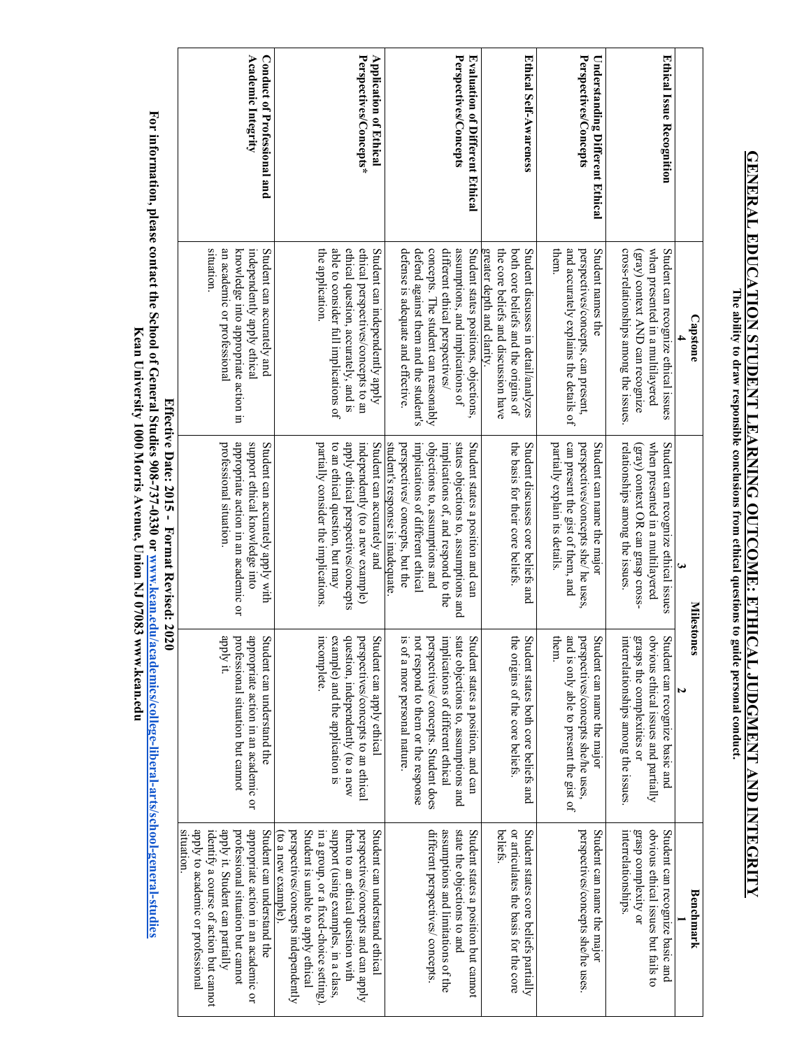# GENERAL EDUCATION STUDENT LEARNING OUTCOME: ETHICAL JUDGMENT AND INTEGRITY

**The ability to draw responsible conclusions from ethical questions to guide personal conduct.**

| | Capstone 4 | Milestones 3 | Milestones 2 | Benchmark 1 |
|---|---|---|---|---|
| **Ethical Issue Recognition** | Student can recognize ethical issues when presented in a multilayered (gray) context AND can recognize cross-relationships among the issues. | Student can recognize ethical issues when presented in a multilayered (gray) context OR can grasp cross-relationships among the issues. | Student can recognize basic and obvious ethical issues and partially grasps the complexities or interrelationships among the issues. | Student can recognize basic and obvious ethical issues but fails to grasp complexity or interrelationships. |
| **Understanding Different Ethical Perspectives/Concepts** | Student names the perspectives/concepts, can present, and accurately explains the details of them. | Student can name the major perspectives/concepts she/he uses, can present the gist of them, and partially explain its details. | Student can name the major perspectives/concepts she/he uses, and is only able to present the gist of them. | Student can name the major perspectives/concepts she/he uses. |
| **Ethical Self-Awareness** | Student discusses in detail/analyzes both core beliefs and the origins of the core beliefs and discussion have greater depth and clarity. | Student discusses core beliefs and the basis for their core beliefs. | Student states both core beliefs and the origins of the core beliefs. | Student states core beliefs partially or articulates the basis for the core beliefs. |
| **Evaluation of Different Ethical Perspectives/Concepts** | Student states positions, objections, assumptions, and implications of different ethical perspectives/ concepts. The student can reasonably defend against them and the student's defense is adequate and effective. | Student states a position and can states objections to, assumptions and implications of, and respond to the objections to, assumptions and implications of different ethical perspectives/ concepts, but the student's response is inadequate. | Student states a position, and can state objections to, assumptions and implications of different ethical perspectives/ concepts. Student does not respond to them or the response is of a more personal nature. | Student states a position but cannot state the objections to and assumptions and limitations of the different perspectives/ concepts. |
| **Application of Ethical Perspectives/Concepts*** | Student can independently apply ethical perspectives/concepts to an ethical question, accurately, and is able to consider full implications of the application. | Student can accurately and independently (to a new example) apply ethical perspectives/concepts to an ethical question, but may partially consider the implications. | Student can apply ethical perspectives/concepts to an ethical question, independently (to a new example) and the application is incomplete. | Student can understand ethical perspectives/concepts and can apply them to an ethical question with support (using examples, in a class, in a group, or a fixed-choice setting). Student is unable to apply ethical perspectives/concepts independently (to a new example). |
| **Conduct of Professional and Academic Integrity** | Student can accurately and independently apply ethical knowledge into appropriate action in an academic or professional situation. | Student can accurately apply with support ethical knowledge into appropriate action in an academic or professional situation. | Student can understand the appropriate action in an academic or professional situation but cannot apply it. | Student can understand the appropriate action in an academic or professional situation but cannot apply it. Student can partially identify a course of action but cannot apply to academic or professional situation. |

**Effective Date: 2015 - Format Revised: 2020**

**For information, please contact the School of General Studies 908-737-0330 or [www.kean.edu/academics/college-liberal-arts/school-general-studies](http://www.kean.edu/academics/college-liberal-arts/school-general-studies)**

**Kean University 1000 Morris Avenue, Union NJ 07083 www.kean.edu**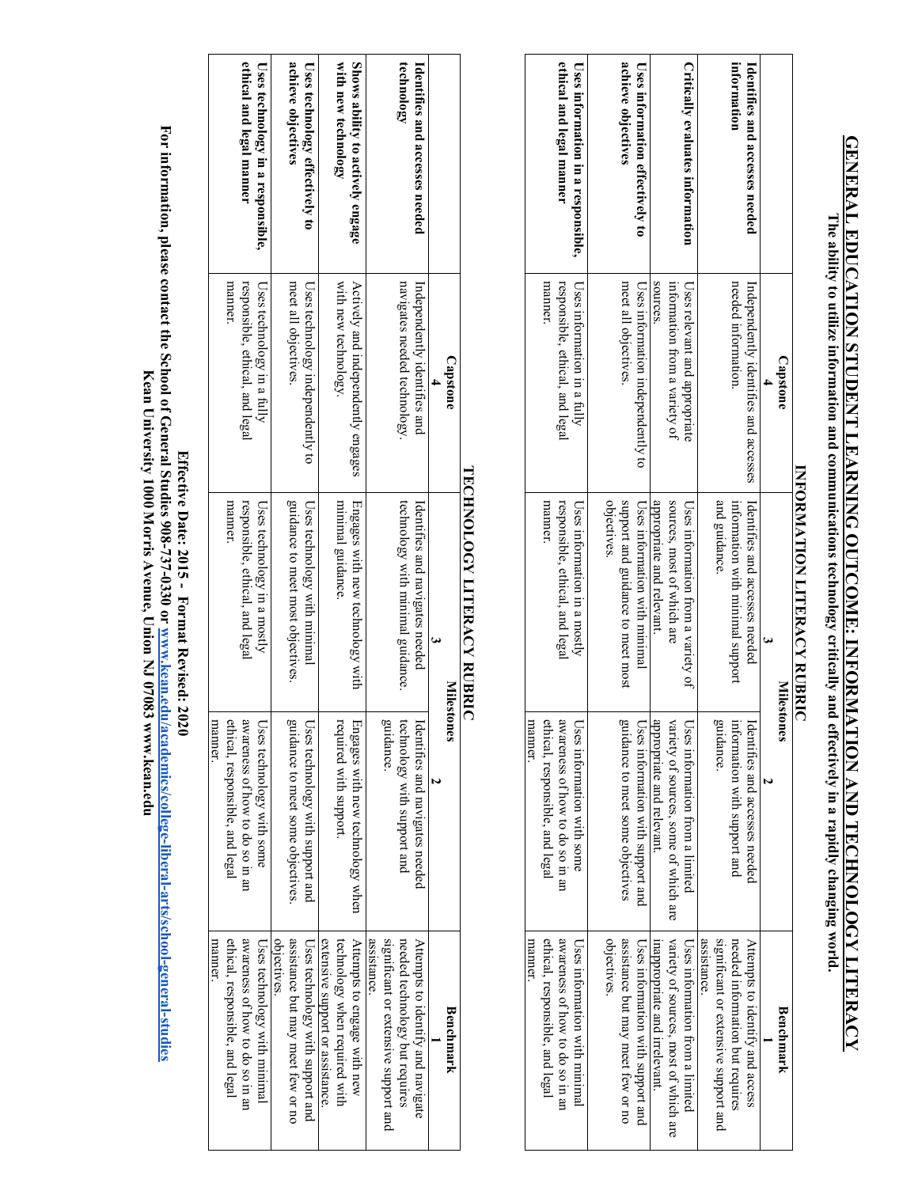# GENERAL EDUCATION STUDENT LEARNING OUTCOME: INFORMATION AND TECHNOLOGY LITERACY

**The ability to utilize information and communications technology critically and effectively in a rapidly changing world.**

## INFORMATION LITERACY RUBRIC

| | Capstone 4 | Milestones 3 | Milestones 2 | Benchmark 1 |
|---|---|---|---|---|
| **Identifies and accesses needed information** | Independently identifies and accesses needed information. | Identifies and accesses needed information with minimal support and guidance. | Identifies and accesses needed information with support and guidance. | Attempts to identify and access needed information but requires significant or extensive support and assistance. |
| **Critically evaluates information** | Uses relevant and appropriate information from a variety of sources. | Uses information from a variety of sources, most of which are appropriate and relevant. | Uses information from a limited variety of sources, some of which are appropriate and relevant. | Uses information from a limited variety of sources, most of which are inappropriate and irrelevant. |
| **Uses information effectively to achieve objectives** | Uses information independently to meet all objectives. | Uses information with minimal support and guidance to meet most objectives. | Uses information with support and guidance to meet some objectives | Uses information with support and assistance but may meet few or no objectives. |
| **Uses information in a responsible, ethical and legal manner** | Uses information in a fully responsible, ethical, and legal manner. | Uses information in a mostly responsible, ethical, and legal manner. | Uses information with some awareness of how to do so in an ethical, responsible, and legal manner. | Uses information with minimal awareness of how to do so in an ethical, responsible, and legal manner. |

## TECHNOLOGY LITERACY RUBRIC

| | Capstone 4 | Milestones 3 | Milestones 2 | Benchmark 1 |
|---|---|---|---|---|
| **Identifies and accesses needed technology** | Independently identifies and navigates needed technology. | Identifies and navigates needed technology with minimal guidance. | Identifies and navigates needed technology with support and guidance. | Attempts to identify and navigate needed technology but requires significant or extensive support and assistance. |
| **Shows ability to actively engage with new technology** | Actively and independently engages with new technology. | Engages with new technology with minimal guidance. | Engages with new technology when required with support. | Attempts to engage with new technology when required with extensive support or assistance. |
| **Uses technology effectively to achieve objectives** | Uses technology independently to meet all objectives. | Uses technology with minimal guidance to meet most objectives. | Uses technology with support and guidance to meet some objectives. | Uses technology with support and assistance but may meet few or no objectives. |
| **Uses technology in a responsible, ethical and legal manner** | Uses technology in a fully responsible, ethical, and legal manner. | Uses technology in a mostly responsible, ethical, and legal manner. | Uses technology with some awareness of how to do so in an ethical, responsible, and legal manner. | Uses technology with minimal awareness of how to do so in an ethical, responsible, and legal manner. |

**Effective Date: 2015 - Format Revised: 2020**

**For information, please contact the School of General Studies 908-737-0330 or www.kean.edu/academics/college-liberal-arts/school-general-studies**

**Kean University 1000 Morris Avenue, Union NJ 07083 www.kean.edu**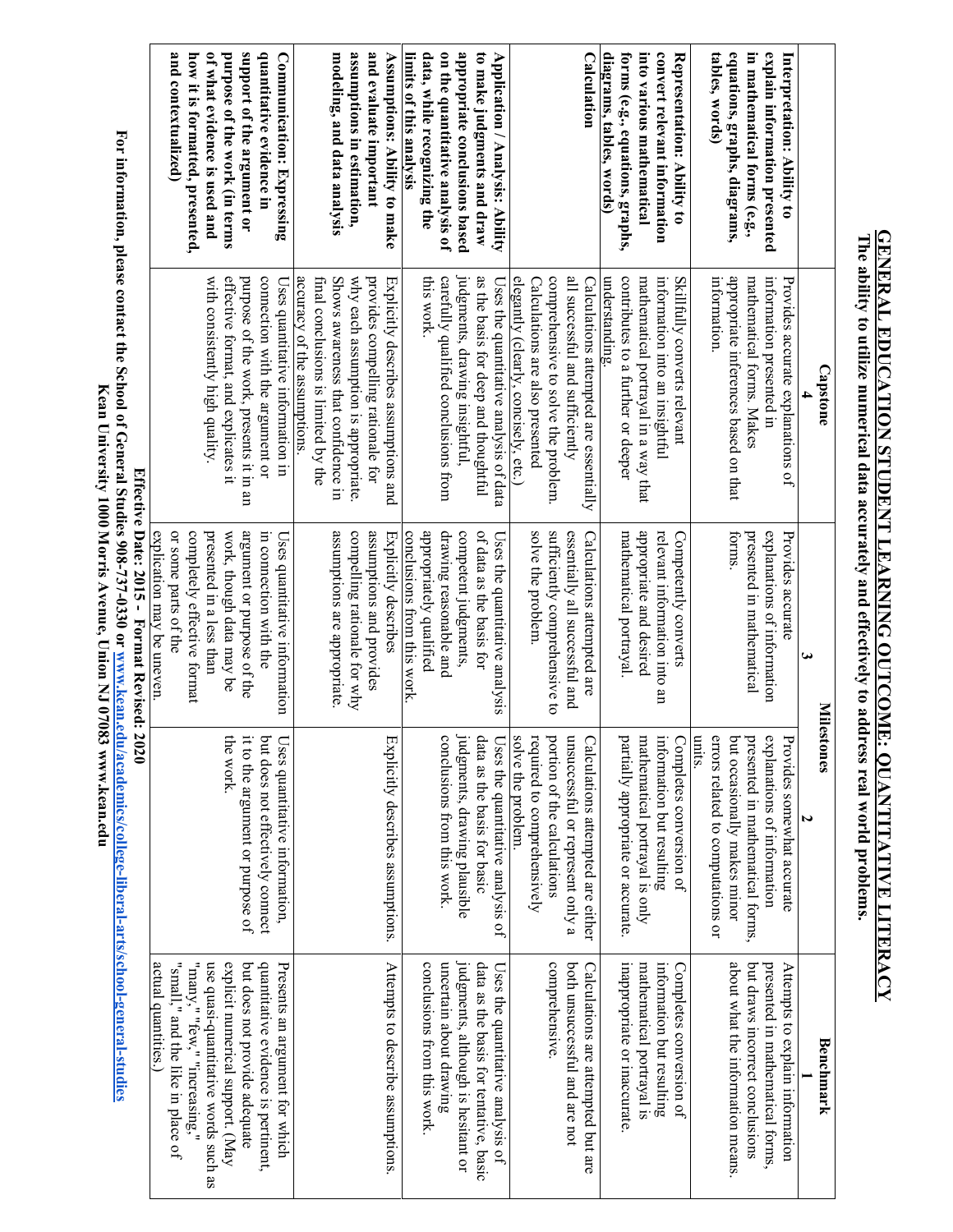# GENERAL EDUCATION STUDENT LEARNING OUTCOME: QUANTITATIVE LITERACY

**The ability to utilize numerical data accurately and effectively to address real world problems.**

| | Capstone 4 | Milestones 3 | Milestones 2 | Benchmark 1 |
|---|---|---|---|---|
| **Interpretation: Ability to explain information presented in mathematical forms (e.g., equations, graphs, diagrams, tables, words)** | Provides accurate explanations of information presented in mathematical forms. Makes appropriate inferences based on that information. | Provides accurate explanations of information presented in mathematical forms. | Provides somewhat accurate explanations of information presented in mathematical forms, but occasionally makes minor errors related to computations or units. | Attempts to explain information presented in mathematical forms, but draws incorrect conclusions about what the information means. |
| **Representation: Ability to convert relevant information into various mathematical forms (e.g., equations, graphs, diagrams, tables, words)** | Skillfully converts relevant information into an insightful mathematical portrayal in a way that contributes to a further or deeper understanding. | Competently converts relevant information into an appropriate and desired mathematical portrayal. | Completes conversion of information but resulting mathematical portrayal is only partially appropriate or accurate. | Completes conversion of information but resulting mathematical portrayal is inappropriate or inaccurate. |
| **Calculation** | Calculations attempted are essentially all successful and sufficiently comprehensive to solve the problem. Calculations are also presented elegantly (clearly, concisely, etc.) | Calculations attempted are essentially all successful and sufficiently comprehensive to solve the problem. | Calculations attempted are either unsuccessful or represent only a portion of the calculations required to comprehensively solve the problem. | Calculations are attempted but are both unsuccessful and are not comprehensive. |
| **Application / Analysis: Ability to make judgments and draw appropriate conclusions based on the quantitative analysis of data, while recognizing the limits of this analysis** | Uses the quantitative analysis of data as the basis for deep and thoughtful judgments, drawing insightful, carefully qualified conclusions from this work. | Uses the quantitative analysis of data as the basis for competent judgments, drawing reasonable and appropriately qualified conclusions from this work. | Uses the quantitative analysis of data as the basis for basic judgments, drawing plausible conclusions from this work. | Uses the quantitative analysis of data as the basis for tentative, basic judgments, although is hesitant or uncertain about drawing conclusions from this work. |
| **Assumptions: Ability to make and evaluate important assumptions in estimation, modeling, and data analysis** | Explicitly describes assumptions and provides compelling rationale for why each assumption is appropriate. Shows awareness that confidence in final conclusions is limited by the accuracy of the assumptions. | Explicitly describes assumptions and provides compelling rationale for why assumptions are appropriate. | Explicitly describes assumptions. | Attempts to describe assumptions. |
| **Communication: Expressing quantitative evidence in support of the argument or purpose of the work (in terms of what evidence is used and how it is formatted, presented, and contextualized)** | Uses quantitative information in connection with the argument or purpose of the work, presents it in an effective format, and explicates it with consistently high quality. | Uses quantitative information in connection with the argument or purpose of the work, though data may be presented in a less than completely effective format or some parts of the explication may be uneven. | Uses quantitative information, but does not effectively connect it to the argument or purpose of the work. | Presents an argument for which quantitative evidence is pertinent, but does not provide adequate explicit numerical support. (May use quasi-quantitative words such as "many," "few," "increasing," "small," and the like in place of actual quantities.) |

**Effective Date: 2015 - Format Revised: 2020**

**For information, please contact the School of General Studies 908-737-0330 or www.kean.edu/academics/college-liberal-arts/school-general-studies**

**Kean University 1000 Morris Avenue, Union NJ 07083 www.kean.edu**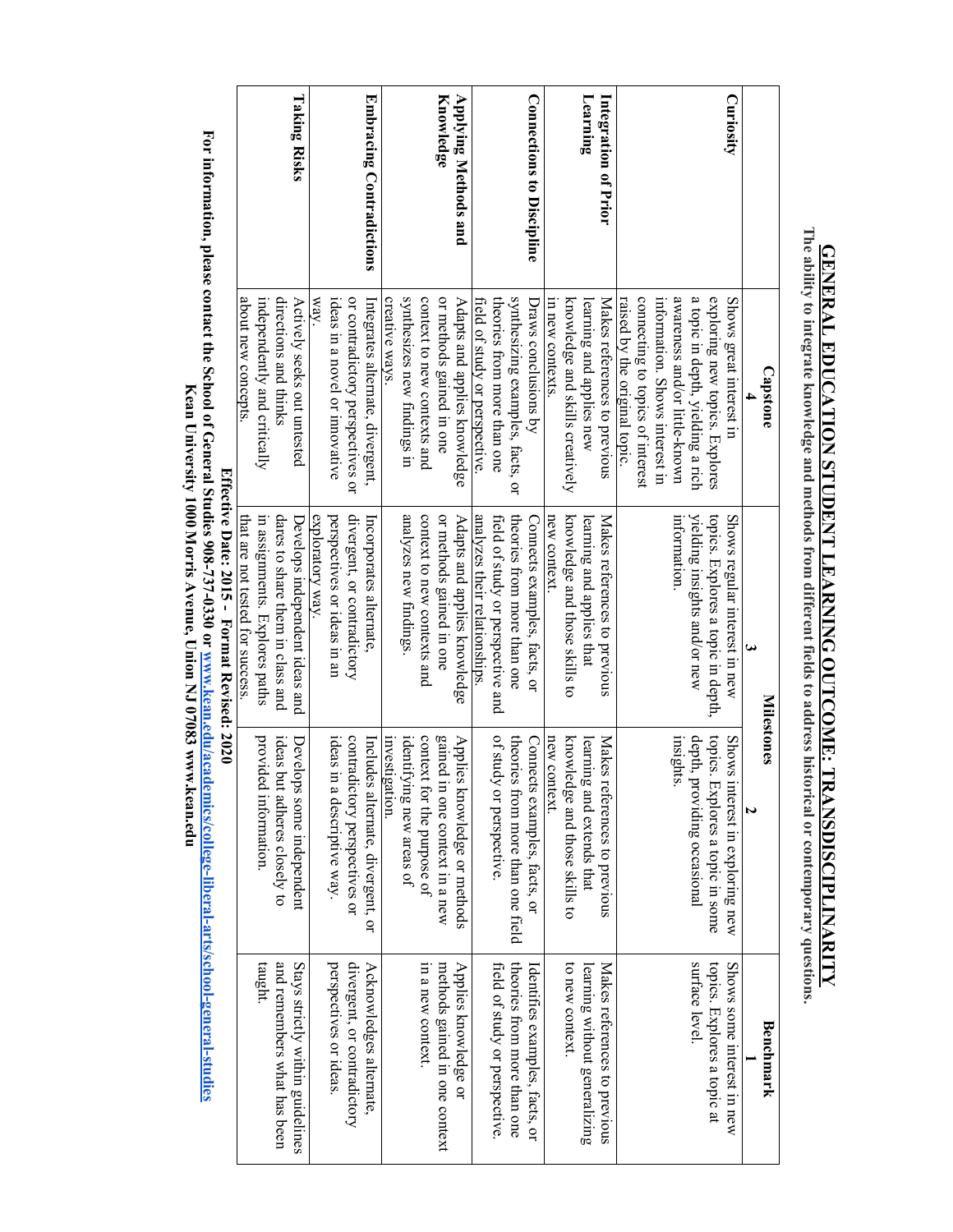# GENERAL EDUCATION STUDENT LEARNING OUTCOME: TRANSDISCIPLINARITY

**The ability to integrate knowledge and methods from different fields to address historical or contemporary questions.**

| | Capstone 4 | Milestones 3 | Milestones 2 | Benchmark 1 |
|---|---|---|---|---|
| **Curiosity** | Shows great interest in exploring new topics. Explores a topic in depth, yielding a rich awareness and/or little-known information. Shows interest in connecting to topics of interest raised by the original topic. | Shows regular interest in new topics. Explores a topic in depth, yielding insights and/or new information. | Shows interest in exploring new topics. Explores a topic in some depth, providing occasional insights. | Shows some interest in new topics. Explores a topic at surface level. |
| **Integration of Prior Learning** | Makes references to previous learning and applies new knowledge and skills creatively in new contexts. | Makes references to previous learning and applies that knowledge and those skills to new context. | Makes references to previous learning and extends that knowledge and those skills to new context. | Makes references to previous learning without generalizing to new context. |
| **Connections to Discipline** | Draws conclusions by synthesizing examples, facts, or theories from more than one field of study or perspective. | Connects examples, facts, or theories from more than one field of study or perspective and analyzes their relationships. | Connects examples, facts, or theories from more than one field of study or perspective. | Identifies examples, facts, or theories from more than one field of study or perspective. |
| **Applying Methods and Knowledge** | Adapts and applies knowledge or methods gained in one context to new contexts and synthesizes new findings in creative ways. | Adapts and applies knowledge or methods gained in one context to new contexts and analyzes new findings. | Applies knowledge or methods gained in one context in a new context for the purpose of identifying new areas of investigation. | Applies knowledge or methods gained in one context in a new context. |
| **Embracing Contradictions** | Integrates alternate, divergent, or contradictory perspectives or ideas in a novel or innovative way. | Incorporates alternate, divergent, or contradictory perspectives or ideas in an exploratory way. | Includes alternate, divergent, or contradictory perspectives or ideas in a descriptive way. | Acknowledges alternate, divergent, or contradictory perspectives or ideas. |
| **Taking Risks** | Actively seeks out untested directions and thinks independently and critically about new concepts. | Develops independent ideas and dares to share them in class and in assignments. Explores paths that are not tested for success. | Develops some independent ideas but adheres closely to provided information. | Stays strictly within guidelines and remembers what has been taught. |

**Effective Date: 2015 - Format Revised: 2020**

**For information, please contact the School of General Studies 908-737-0330 or www.kean.edu/academics/college-liberal-arts/school-general-studies**

**Kean University 1000 Morris Avenue, Union NJ 07083 www.kean.edu**